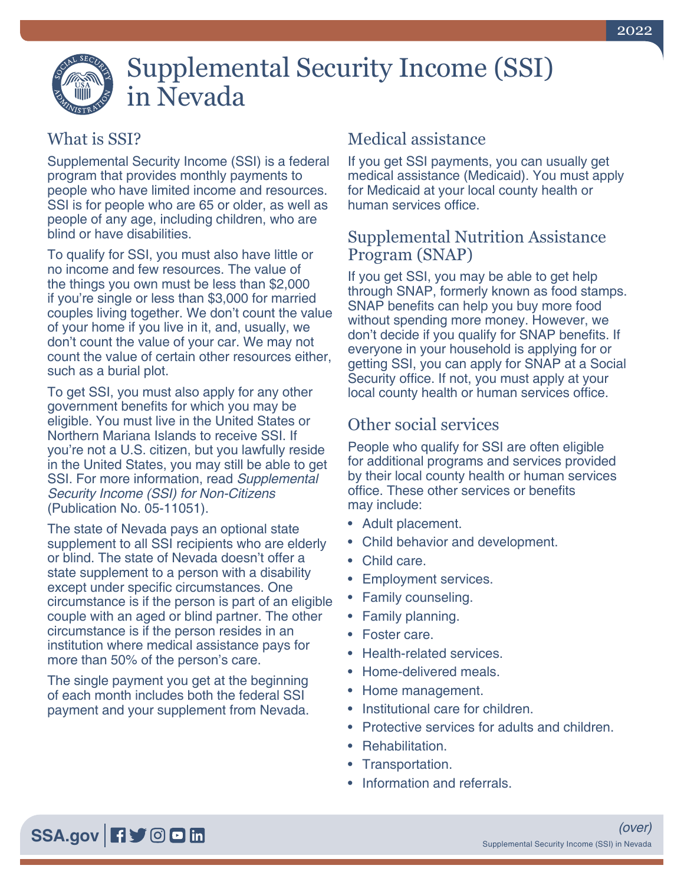# Supplemental Security Income (SSI) in Nevada

2022

## What is SSI?

Supplemental Security Income (SSI) is a federal program that provides monthly payments to people who have limited income and resources. SSI is for people who are 65 or older, as well as people of any age, including children, who are blind or have disabilities.

To qualify for SSI, you must also have little or no income and few resources. The value of the things you own must be less than $2,000 if you're single or less than $3,000 for married couples living together. We don't count the value of your home if you live in it, and, usually, we don't count the value of your car. We may not count the value of certain other resources either, such as a burial plot.

To get SSI, you must also apply for any other government benefits for which you may be eligible. You must live in the United States or Northern Mariana Islands to receive SSI. If you're not a U.S. citizen, but you lawfully reside in the United States, you may still be able to get SSI. For more information, read *Supplemental Security Income (SSI) for Non-Citizens* (Publication No. 05-11051).

The state of Nevada pays an optional state supplement to all SSI recipients who are elderly or blind. The state of Nevada doesn't offer a state supplement to a person with a disability except under specific circumstances. One circumstance is if the person is part of an eligible couple with an aged or blind partner. The other circumstance is if the person resides in an institution where medical assistance pays for more than 50% of the person's care.

The single payment you get at the beginning of each month includes both the federal SSI payment and your supplement from Nevada.

## Medical assistance

If you get SSI payments, you can usually get medical assistance (Medicaid). You must apply for Medicaid at your local county health or human services office.

## Supplemental Nutrition Assistance Program (SNAP)

If you get SSI, you may be able to get help through SNAP, formerly known as food stamps. SNAP benefits can help you buy more food without spending more money. However, we don't decide if you qualify for SNAP benefits. If everyone in your household is applying for or getting SSI, you can apply for SNAP at a Social Security office. If not, you must apply at your local county health or human services office.

## Other social services

People who qualify for SSI are often eligible for additional programs and services provided by their local county health or human services office. These other services or benefits may include:

- Adult placement.
- Child behavior and development.
- Child care.
- Employment services.
- Family counseling.
- Family planning.
- Foster care.
- Health-related services.
- Home-delivered meals.
- Home management.
- Institutional care for children.
- Protective services for adults and children.
- Rehabilitation.
- Transportation.
- Information and referrals.

(over)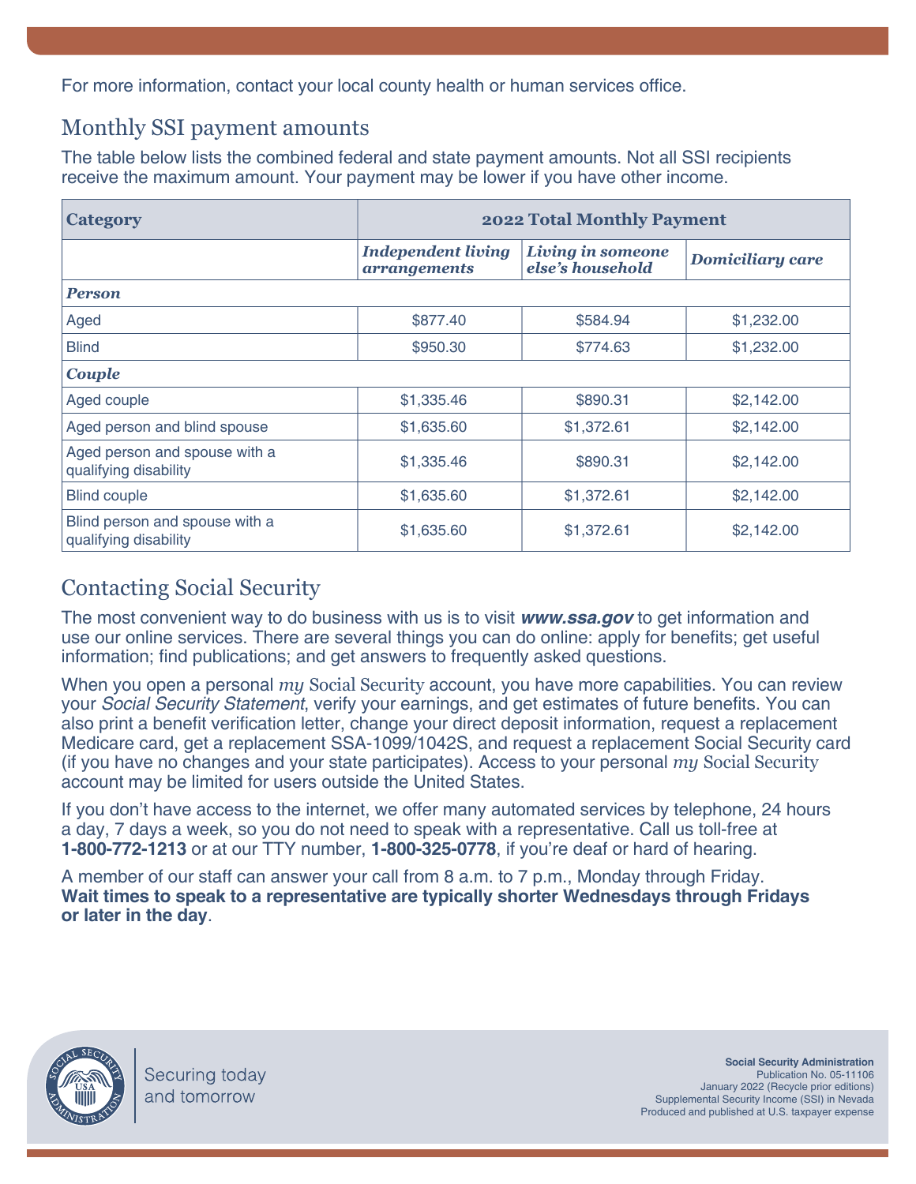For more information, contact your local county health or human services office.

## Monthly SSI payment amounts

The table below lists the combined federal and state payment amounts. Not all SSI recipients receive the maximum amount. Your payment may be lower if you have other income.

| Category | 2022 Total Monthly Payment | | |
|---|---|---|---|
| | *Independent living arrangements* | *Living in someone else's household* | *Domiciliary care* |
| ***Person*** | | | |
| Aged | $877.40 | $584.94 | $1,232.00 |
| Blind | $950.30 | $774.63 | $1,232.00 |
| ***Couple*** | | | |
| Aged couple | $1,335.46 | $890.31 | $2,142.00 |
| Aged person and blind spouse | $1,635.60 | $1,372.61 | $2,142.00 |
| Aged person and spouse with a qualifying disability | $1,335.46 | $890.31 | $2,142.00 |
| Blind couple | $1,635.60 | $1,372.61 | $2,142.00 |
| Blind person and spouse with a qualifying disability | $1,635.60 | $1,372.61 | $2,142.00 |

## Contacting Social Security

The most convenient way to do business with us is to visit ***www.ssa.gov*** to get information and use our online services. There are several things you can do online: apply for benefits; get useful information; find publications; and get answers to frequently asked questions.

When you open a personal *my* Social Security account, you have more capabilities. You can review your *Social Security Statement*, verify your earnings, and get estimates of future benefits. You can also print a benefit verification letter, change your direct deposit information, request a replacement Medicare card, get a replacement SSA-1099/1042S, and request a replacement Social Security card (if you have no changes and your state participates). Access to your personal *my* Social Security account may be limited for users outside the United States.

If you don't have access to the internet, we offer many automated services by telephone, 24 hours a day, 7 days a week, so you do not need to speak with a representative. Call us toll-free at **1-800-772-1213** or at our TTY number, **1-800-325-0778**, if you're deaf or hard of hearing.

A member of our staff can answer your call from 8 a.m. to 7 p.m., Monday through Friday. **Wait times to speak to a representative are typically shorter Wednesdays through Fridays or later in the day**.

Securing today and tomorrow

**Social Security Administration**
Publication No. 05-11106
January 2022 (Recycle prior editions)
Supplemental Security Income (SSI) in Nevada
Produced and published at U.S. taxpayer expense